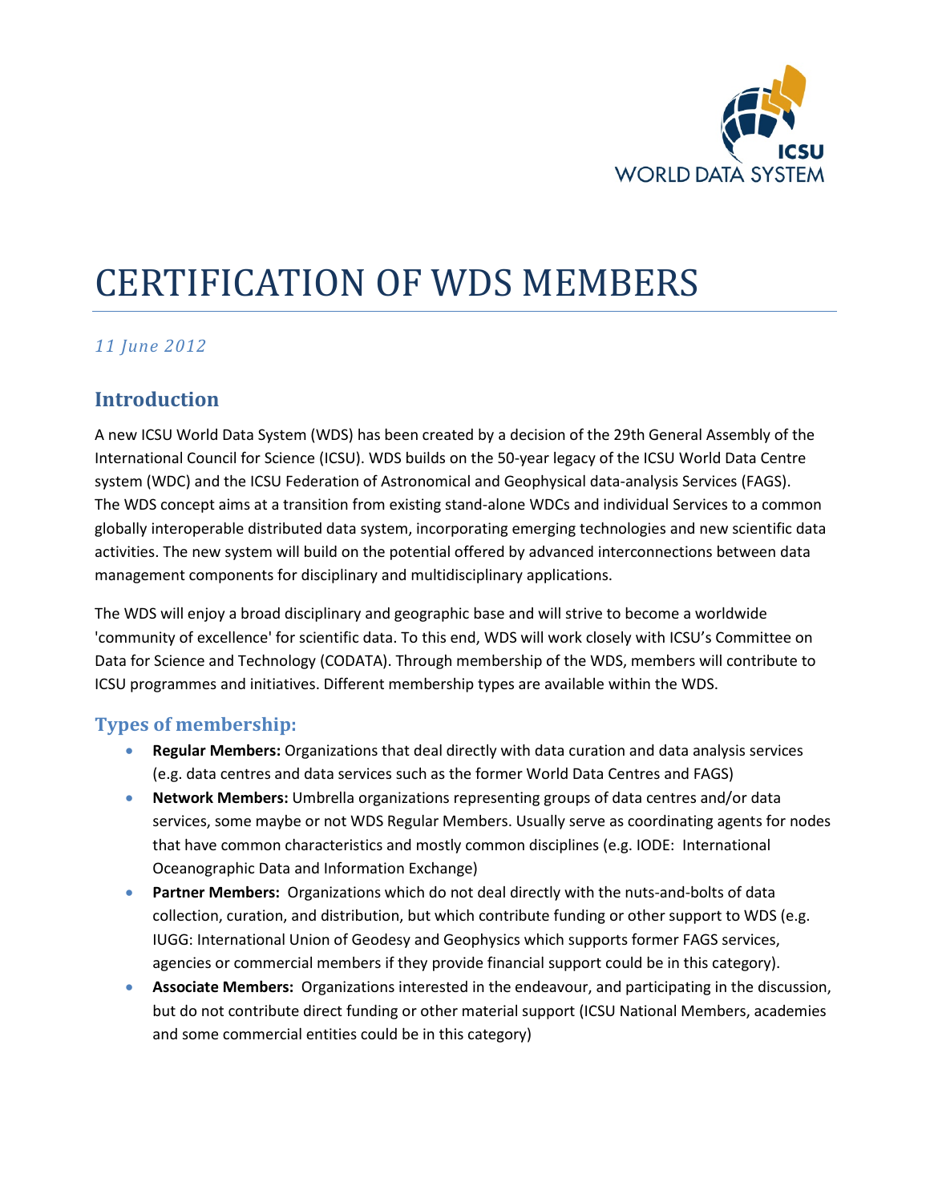# CERTIFICATION OF WDS MEMBERS

*11 June 2012*

## Introduction

A new ICSU World Data System (WDS) has been created by a decision of the 29th General Assembly of the International Council for Science (ICSU). WDS builds on the 50-year legacy of the ICSU World Data Centre system (WDC) and the ICSU Federation of Astronomical and Geophysical data-analysis Services (FAGS). The WDS concept aims at a transition from existing stand-alone WDCs and individual Services to a common globally interoperable distributed data system, incorporating emerging technologies and new scientific data activities. The new system will build on the potential offered by advanced interconnections between data management components for disciplinary and multidisciplinary applications.

The WDS will enjoy a broad disciplinary and geographic base and will strive to become a worldwide 'community of excellence' for scientific data. To this end, WDS will work closely with ICSU's Committee on Data for Science and Technology (CODATA). Through membership of the WDS, members will contribute to ICSU programmes and initiatives. Different membership types are available within the WDS.

### Types of membership:

- **Regular Members:** Organizations that deal directly with data curation and data analysis services (e.g. data centres and data services such as the former World Data Centres and FAGS)
- **Network Members:** Umbrella organizations representing groups of data centres and/or data services, some maybe or not WDS Regular Members. Usually serve as coordinating agents for nodes that have common characteristics and mostly common disciplines (e.g. IODE: International Oceanographic Data and Information Exchange)
- **Partner Members:** Organizations which do not deal directly with the nuts-and-bolts of data collection, curation, and distribution, but which contribute funding or other support to WDS (e.g. IUGG: International Union of Geodesy and Geophysics which supports former FAGS services, agencies or commercial members if they provide financial support could be in this category).
- **Associate Members:** Organizations interested in the endeavour, and participating in the discussion, but do not contribute direct funding or other material support (ICSU National Members, academies and some commercial entities could be in this category)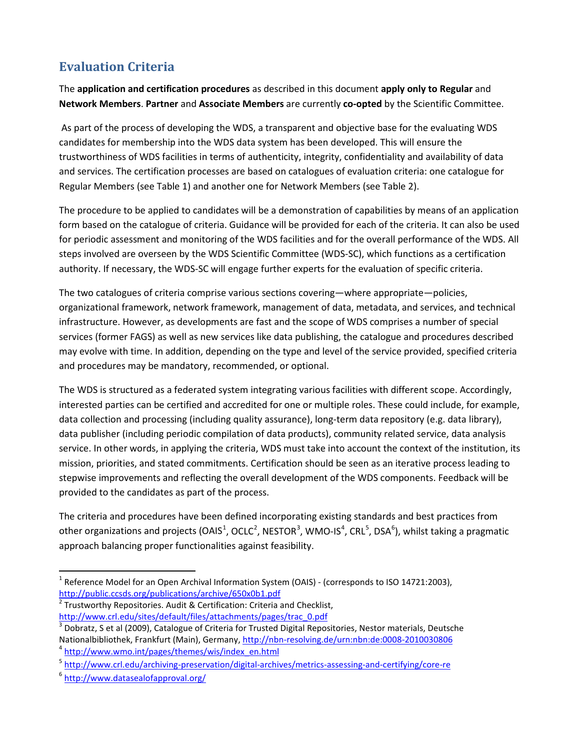## Evaluation Criteria

The **application and certification procedures** as described in this document **apply only to Regular** and **Network Members**. **Partner** and **Associate Members** are currently **co-opted** by the Scientific Committee.

As part of the process of developing the WDS, a transparent and objective base for the evaluating WDS candidates for membership into the WDS data system has been developed. This will ensure the trustworthiness of WDS facilities in terms of authenticity, integrity, confidentiality and availability of data and services. The certification processes are based on catalogues of evaluation criteria: one catalogue for Regular Members (see Table 1) and another one for Network Members (see Table 2).

The procedure to be applied to candidates will be a demonstration of capabilities by means of an application form based on the catalogue of criteria. Guidance will be provided for each of the criteria. It can also be used for periodic assessment and monitoring of the WDS facilities and for the overall performance of the WDS. All steps involved are overseen by the WDS Scientific Committee (WDS-SC), which functions as a certification authority. If necessary, the WDS-SC will engage further experts for the evaluation of specific criteria.

The two catalogues of criteria comprise various sections covering—where appropriate—policies, organizational framework, network framework, management of data, metadata, and services, and technical infrastructure. However, as developments are fast and the scope of WDS comprises a number of special services (former FAGS) as well as new services like data publishing, the catalogue and procedures described may evolve with time. In addition, depending on the type and level of the service provided, specified criteria and procedures may be mandatory, recommended, or optional.

The WDS is structured as a federated system integrating various facilities with different scope. Accordingly, interested parties can be certified and accredited for one or multiple roles. These could include, for example, data collection and processing (including quality assurance), long-term data repository (e.g. data library), data publisher (including periodic compilation of data products), community related service, data analysis service. In other words, in applying the criteria, WDS must take into account the context of the institution, its mission, priorities, and stated commitments. Certification should be seen as an iterative process leading to stepwise improvements and reflecting the overall development of the WDS components. Feedback will be provided to the candidates as part of the process.

The criteria and procedures have been defined incorporating existing standards and best practices from other organizations and projects (OAIS[1], OCLC[2], NESTOR[3], WMO-IS[4], CRL[5], DSA[6]), whilst taking a pragmatic approach balancing proper functionalities against feasibility.

---

[1] Reference Model for an Open Archival Information System (OAIS) - (corresponds to ISO 14721:2003), http://public.ccsds.org/publications/archive/650x0b1.pdf

[2] Trustworthy Repositories. Audit & Certification: Criteria and Checklist, http://www.crl.edu/sites/default/files/attachments/pages/trac_0.pdf

[3] Dobratz, S et al (2009), Catalogue of Criteria for Trusted Digital Repositories, Nestor materials, Deutsche Nationalbibliothek, Frankfurt (Main), Germany, http://nbn-resolving.de/urn:nbn:de:0008-2010030806

[4] http://www.wmo.int/pages/themes/wis/index_en.html

[5] http://www.crl.edu/archiving-preservation/digital-archives/metrics-assessing-and-certifying/core-re

[6] http://www.datasealofapproval.org/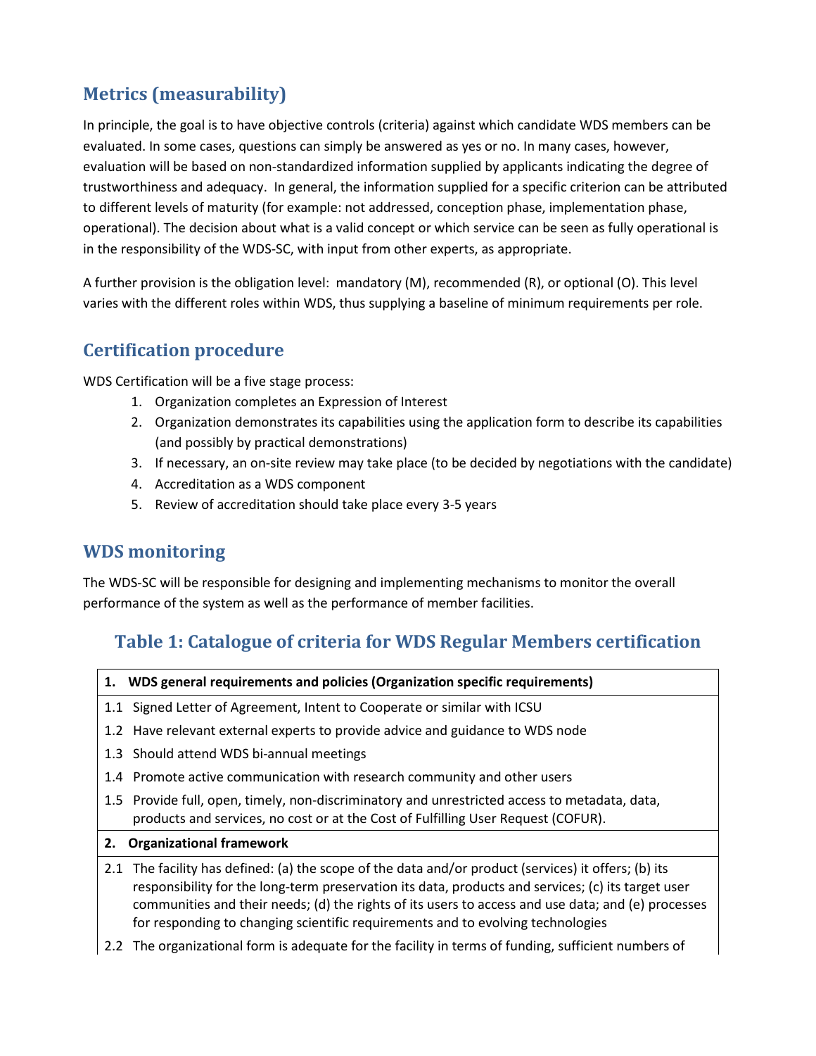## Metrics (measurability)

In principle, the goal is to have objective controls (criteria) against which candidate WDS members can be evaluated. In some cases, questions can simply be answered as yes or no. In many cases, however, evaluation will be based on non-standardized information supplied by applicants indicating the degree of trustworthiness and adequacy. In general, the information supplied for a specific criterion can be attributed to different levels of maturity (for example: not addressed, conception phase, implementation phase, operational). The decision about what is a valid concept or which service can be seen as fully operational is in the responsibility of the WDS-SC, with input from other experts, as appropriate.

A further provision is the obligation level: mandatory (M), recommended (R), or optional (O). This level varies with the different roles within WDS, thus supplying a baseline of minimum requirements per role.

## Certification procedure

WDS Certification will be a five stage process:

1. Organization completes an Expression of Interest
2. Organization demonstrates its capabilities using the application form to describe its capabilities (and possibly by practical demonstrations)
3. If necessary, an on-site review may take place (to be decided by negotiations with the candidate)
4. Accreditation as a WDS component
5. Review of accreditation should take place every 3-5 years

## WDS monitoring

The WDS-SC will be responsible for designing and implementing mechanisms to monitor the overall performance of the system as well as the performance of member facilities.

### Table 1: Catalogue of criteria for WDS Regular Members certification

| | |
|---|---|
| **1.** | **WDS general requirements and policies (Organization specific requirements)** |
| 1.1 | Signed Letter of Agreement, Intent to Cooperate or similar with ICSU |
| 1.2 | Have relevant external experts to provide advice and guidance to WDS node |
| 1.3 | Should attend WDS bi-annual meetings |
| 1.4 | Promote active communication with research community and other users |
| 1.5 | Provide full, open, timely, non-discriminatory and unrestricted access to metadata, data, products and services, no cost or at the Cost of Fulfilling User Request (COFUR). |
| **2.** | **Organizational framework** |
| 2.1 | The facility has defined: (a) the scope of the data and/or product (services) it offers; (b) its responsibility for the long-term preservation its data, products and services; (c) its target user communities and their needs; (d) the rights of its users to access and use data; and (e) processes for responding to changing scientific requirements and to evolving technologies |
| 2.2 | The organizational form is adequate for the facility in terms of funding, sufficient numbers of |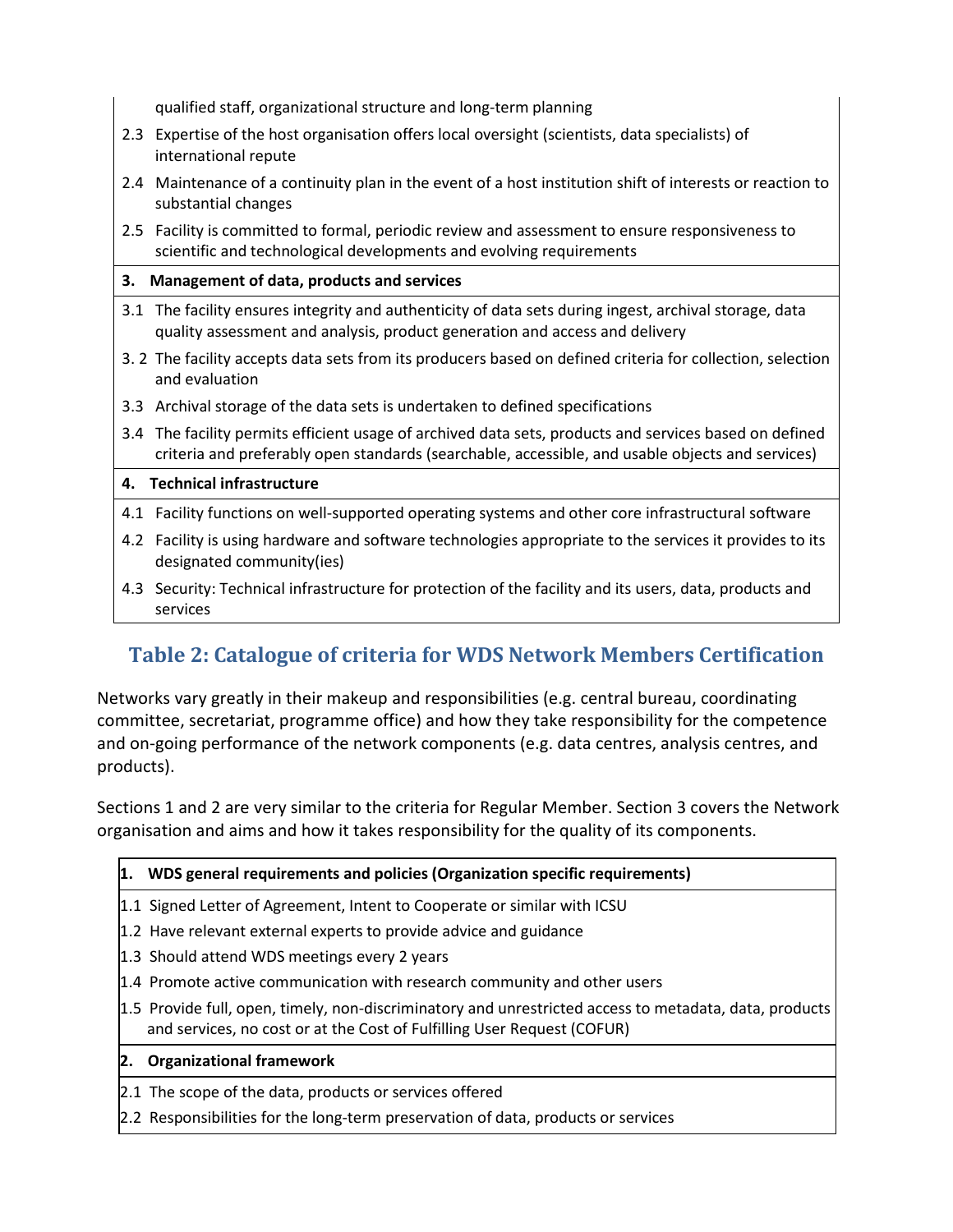qualified staff, organizational structure and long-term planning

2.3 Expertise of the host organisation offers local oversight (scientists, data specialists) of international repute

2.4 Maintenance of a continuity plan in the event of a host institution shift of interests or reaction to substantial changes

2.5 Facility is committed to formal, periodic review and assessment to ensure responsiveness to scientific and technological developments and evolving requirements

**3. Management of data, products and services**

3.1 The facility ensures integrity and authenticity of data sets during ingest, archival storage, data quality assessment and analysis, product generation and access and delivery

3. 2 The facility accepts data sets from its producers based on defined criteria for collection, selection and evaluation

3.3 Archival storage of the data sets is undertaken to defined specifications

3.4 The facility permits efficient usage of archived data sets, products and services based on defined criteria and preferably open standards (searchable, accessible, and usable objects and services)

**4. Technical infrastructure**

4.1 Facility functions on well-supported operating systems and other core infrastructural software

4.2 Facility is using hardware and software technologies appropriate to the services it provides to its designated community(ies)

4.3 Security: Technical infrastructure for protection of the facility and its users, data, products and services

## Table 2: Catalogue of criteria for WDS Network Members Certification

Networks vary greatly in their makeup and responsibilities (e.g. central bureau, coordinating committee, secretariat, programme office) and how they take responsibility for the competence and on-going performance of the network components (e.g. data centres, analysis centres, and products).

Sections 1 and 2 are very similar to the criteria for Regular Member. Section 3 covers the Network organisation and aims and how it takes responsibility for the quality of its components.

**1. WDS general requirements and policies (Organization specific requirements)**

1.1 Signed Letter of Agreement, Intent to Cooperate or similar with ICSU

1.2 Have relevant external experts to provide advice and guidance

1.3 Should attend WDS meetings every 2 years

1.4 Promote active communication with research community and other users

1.5 Provide full, open, timely, non-discriminatory and unrestricted access to metadata, data, products and services, no cost or at the Cost of Fulfilling User Request (COFUR)

**2. Organizational framework**

2.1 The scope of the data, products or services offered

2.2 Responsibilities for the long-term preservation of data, products or services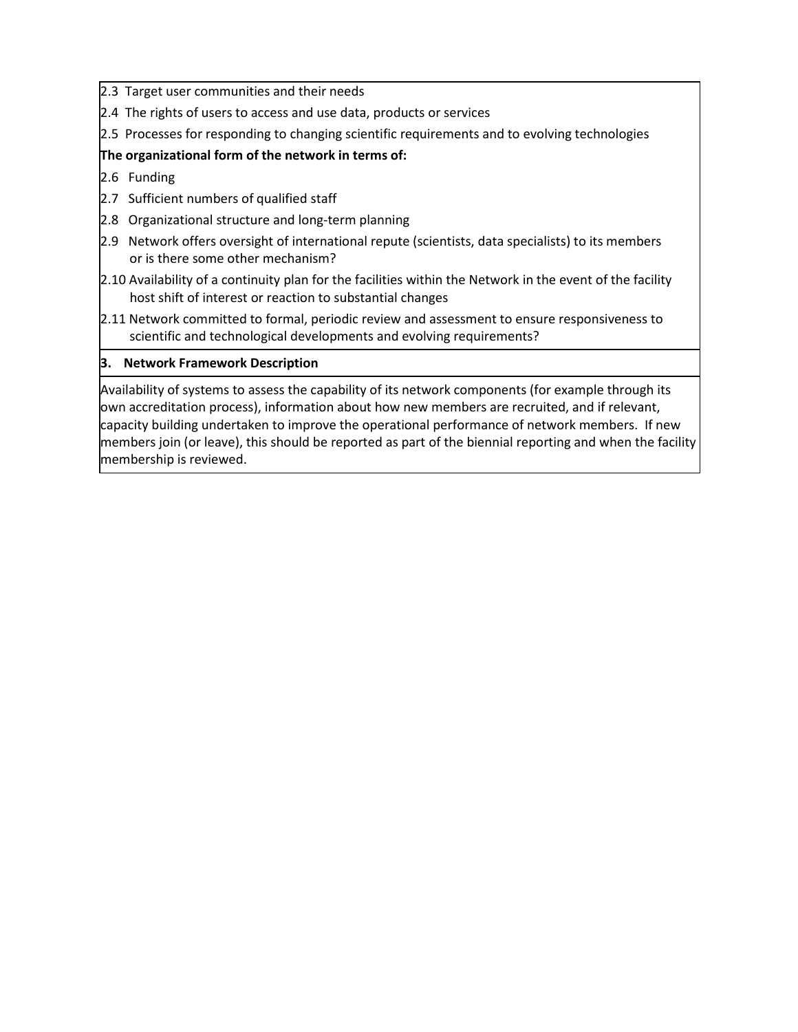2.3 Target user communities and their needs

2.4 The rights of users to access and use data, products or services

2.5 Processes for responding to changing scientific requirements and to evolving technologies

**The organizational form of the network in terms of:**

2.6 Funding

2.7 Sufficient numbers of qualified staff

2.8 Organizational structure and long-term planning

2.9 Network offers oversight of international repute (scientists, data specialists) to its members or is there some other mechanism?

2.10 Availability of a continuity plan for the facilities within the Network in the event of the facility host shift of interest or reaction to substantial changes

2.11 Network committed to formal, periodic review and assessment to ensure responsiveness to scientific and technological developments and evolving requirements?

**3. Network Framework Description**

Availability of systems to assess the capability of its network components (for example through its own accreditation process), information about how new members are recruited, and if relevant, capacity building undertaken to improve the operational performance of network members. If new members join (or leave), this should be reported as part of the biennial reporting and when the facility membership is reviewed.